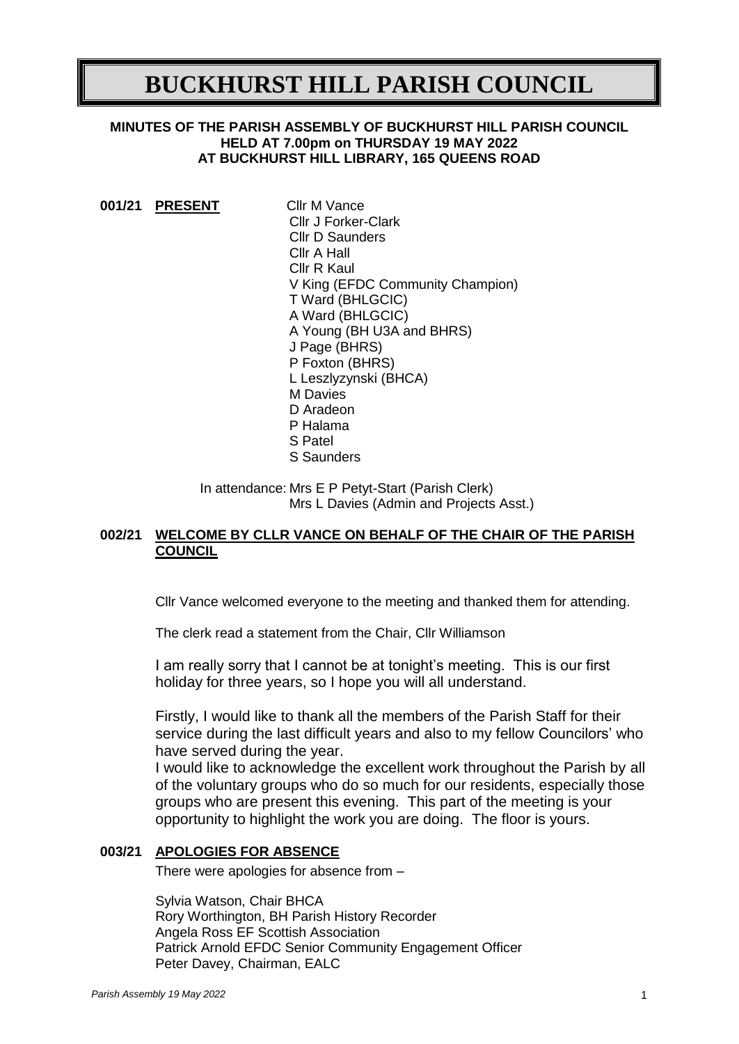# BUCKHURST HILL PARISH COUNCIL

**MINUTES OF THE PARISH ASSEMBLY OF BUCKHURST HILL PARISH COUNCIL HELD AT 7.00pm on THURSDAY 19 MAY 2022 AT BUCKHURST HILL LIBRARY, 165 QUEENS ROAD**

**001/21 PRESENT**

Cllr M Vance
Cllr J Forker-Clark
Cllr D Saunders
Cllr A Hall
Cllr R Kaul
V King (EFDC Community Champion)
T Ward (BHLGCIC)
A Ward (BHLGCIC)
A Young (BH U3A and BHRS)
J Page (BHRS)
P Foxton (BHRS)
L Leszlyzynski (BHCA)
M Davies
D Aradeon
P Halama
S Patel
S Saunders

In attendance: Mrs E P Petyt-Start (Parish Clerk)
Mrs L Davies (Admin and Projects Asst.)

**002/21 WELCOME BY CLLR VANCE ON BEHALF OF THE CHAIR OF THE PARISH COUNCIL**

Cllr Vance welcomed everyone to the meeting and thanked them for attending.

The clerk read a statement from the Chair, Cllr Williamson

I am really sorry that I cannot be at tonight's meeting. This is our first holiday for three years, so I hope you will all understand.

Firstly, I would like to thank all the members of the Parish Staff for their service during the last difficult years and also to my fellow Councilors' who have served during the year.

I would like to acknowledge the excellent work throughout the Parish by all of the voluntary groups who do so much for our residents, especially those groups who are present this evening. This part of the meeting is your opportunity to highlight the work you are doing. The floor is yours.

**003/21 APOLOGIES FOR ABSENCE**

There were apologies for absence from –

Sylvia Watson, Chair BHCA
Rory Worthington, BH Parish History Recorder
Angela Ross EF Scottish Association
Patrick Arnold EFDC Senior Community Engagement Officer
Peter Davey, Chairman, EALC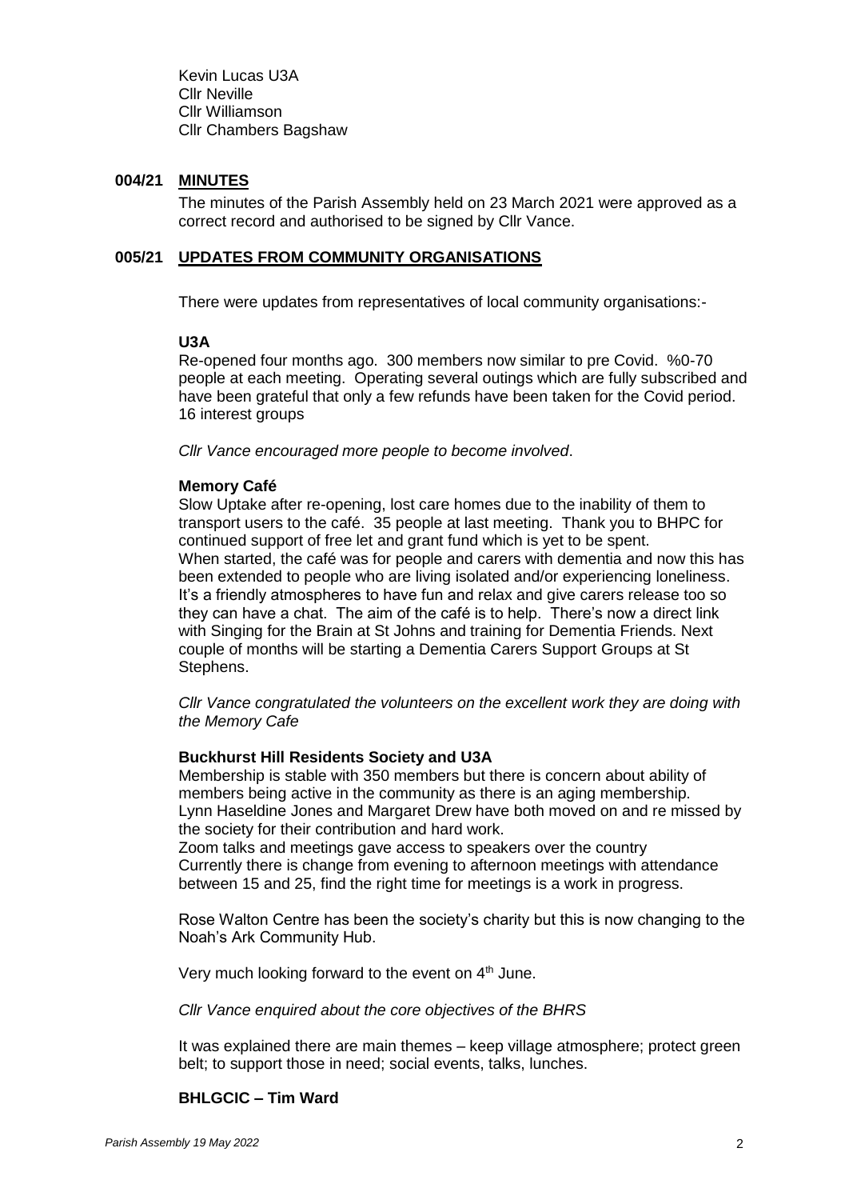Kevin Lucas U3A
Cllr Neville
Cllr Williamson
Cllr Chambers Bagshaw

## 004/21 <u>MINUTES</u>

The minutes of the Parish Assembly held on 23 March 2021 were approved as a correct record and authorised to be signed by Cllr Vance.

## 005/21 <u>UPDATES FROM COMMUNITY ORGANISATIONS</u>

There were updates from representatives of local community organisations:-

**U3A**

Re-opened four months ago. 300 members now similar to pre Covid. %0-70 people at each meeting. Operating several outings which are fully subscribed and have been grateful that only a few refunds have been taken for the Covid period. 16 interest groups

*Cllr Vance encouraged more people to become involved*.

**Memory Café**

Slow Uptake after re-opening, lost care homes due to the inability of them to transport users to the café. 35 people at last meeting. Thank you to BHPC for continued support of free let and grant fund which is yet to be spent.
When started, the café was for people and carers with dementia and now this has been extended to people who are living isolated and/or experiencing loneliness. It's a friendly atmospheres to have fun and relax and give carers release too so they can have a chat. The aim of the café is to help. There's now a direct link with Singing for the Brain at St Johns and training for Dementia Friends. Next couple of months will be starting a Dementia Carers Support Groups at St Stephens.

*Cllr Vance congratulated the volunteers on the excellent work they are doing with the Memory Cafe*

**Buckhurst Hill Residents Society and U3A**

Membership is stable with 350 members but there is concern about ability of members being active in the community as there is an aging membership. Lynn Haseldine Jones and Margaret Drew have both moved on and re missed by the society for their contribution and hard work.
Zoom talks and meetings gave access to speakers over the country
Currently there is change from evening to afternoon meetings with attendance between 15 and 25, find the right time for meetings is a work in progress.

Rose Walton Centre has been the society's charity but this is now changing to the Noah's Ark Community Hub.

Very much looking forward to the event on 4th June.

*Cllr Vance enquired about the core objectives of the BHRS*

It was explained there are main themes – keep village atmosphere; protect green belt; to support those in need; social events, talks, lunches.

**BHLGCIC – Tim Ward**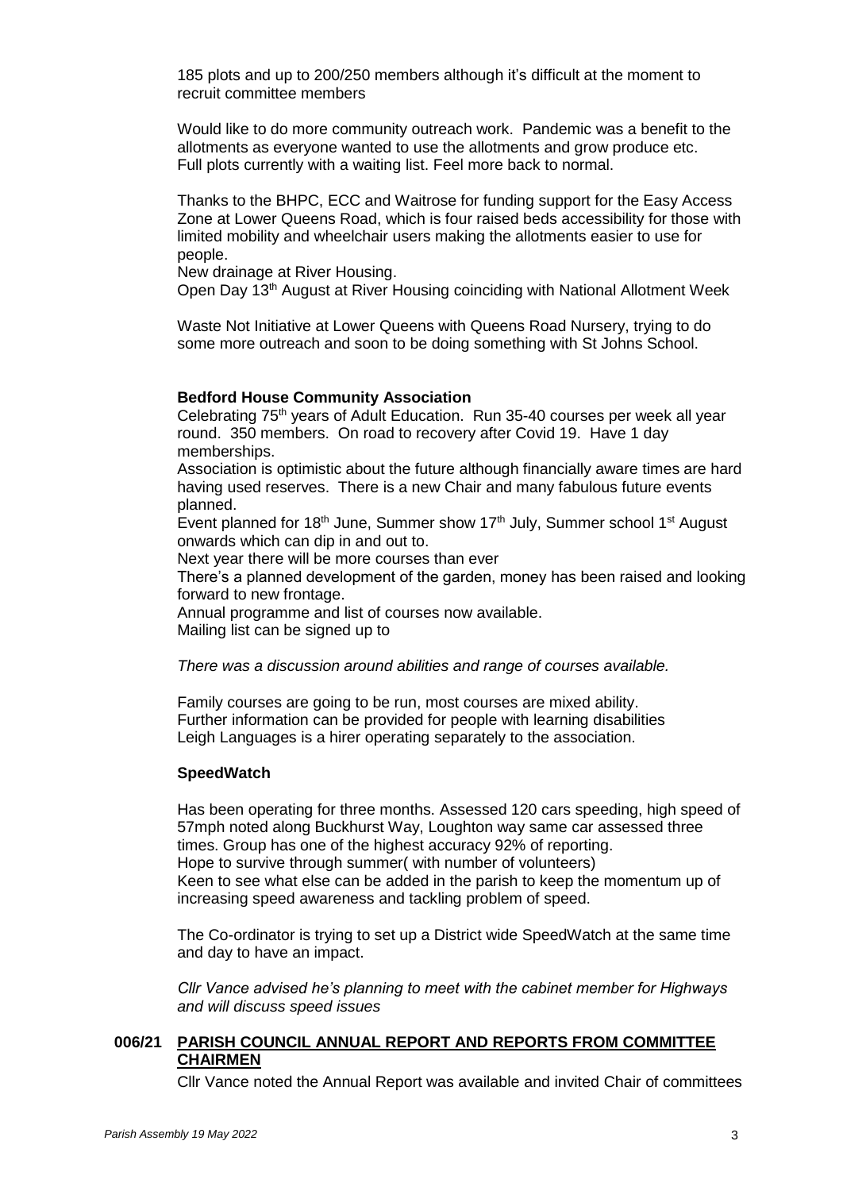185 plots and up to 200/250 members although it's difficult at the moment to recruit committee members

Would like to do more community outreach work. Pandemic was a benefit to the allotments as everyone wanted to use the allotments and grow produce etc. Full plots currently with a waiting list. Feel more back to normal.

Thanks to the BHPC, ECC and Waitrose for funding support for the Easy Access Zone at Lower Queens Road, which is four raised beds accessibility for those with limited mobility and wheelchair users making the allotments easier to use for people.
New drainage at River Housing.
Open Day 13th August at River Housing coinciding with National Allotment Week

Waste Not Initiative at Lower Queens with Queens Road Nursery, trying to do some more outreach and soon to be doing something with St Johns School.

**Bedford House Community Association**

Celebrating 75th years of Adult Education. Run 35-40 courses per week all year round. 350 members. On road to recovery after Covid 19. Have 1 day memberships.
Association is optimistic about the future although financially aware times are hard having used reserves. There is a new Chair and many fabulous future events planned.
Event planned for 18th June, Summer show 17th July, Summer school 1st August onwards which can dip in and out to.
Next year there will be more courses than ever
There's a planned development of the garden, money has been raised and looking forward to new frontage.
Annual programme and list of courses now available.
Mailing list can be signed up to

*There was a discussion around abilities and range of courses available.*

Family courses are going to be run, most courses are mixed ability.
Further information can be provided for people with learning disabilities
Leigh Languages is a hirer operating separately to the association.

**SpeedWatch**

Has been operating for three months. Assessed 120 cars speeding, high speed of 57mph noted along Buckhurst Way, Loughton way same car assessed three times. Group has one of the highest accuracy 92% of reporting.
Hope to survive through summer( with number of volunteers)
Keen to see what else can be added in the parish to keep the momentum up of increasing speed awareness and tackling problem of speed.

The Co-ordinator is trying to set up a District wide SpeedWatch at the same time and day to have an impact.

*Cllr Vance advised he's planning to meet with the cabinet member for Highways and will discuss speed issues*

**006/21 PARISH COUNCIL ANNUAL REPORT AND REPORTS FROM COMMITTEE CHAIRMEN**

Cllr Vance noted the Annual Report was available and invited Chair of committees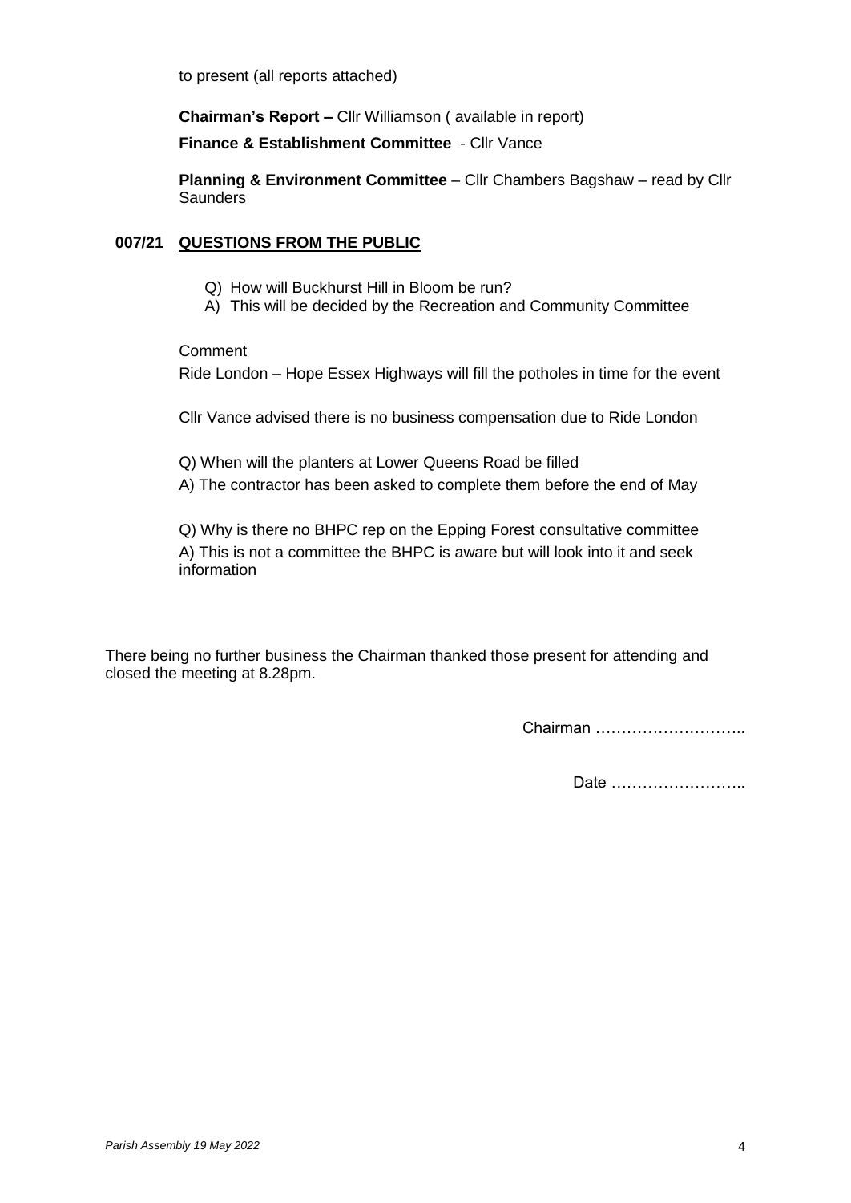to present (all reports attached)

**Chairman's Report –** Cllr Williamson ( available in report)

**Finance & Establishment Committee** - Cllr Vance

**Planning & Environment Committee** – Cllr Chambers Bagshaw – read by Cllr Saunders

## 007/21 QUESTIONS FROM THE PUBLIC

Q) How will Buckhurst Hill in Bloom be run?
A) This will be decided by the Recreation and Community Committee

Comment

Ride London – Hope Essex Highways will fill the potholes in time for the event

Cllr Vance advised there is no business compensation due to Ride London

Q) When will the planters at Lower Queens Road be filled

A) The contractor has been asked to complete them before the end of May

Q) Why is there no BHPC rep on the Epping Forest consultative committee

A) This is not a committee the BHPC is aware but will look into it and seek information

There being no further business the Chairman thanked those present for attending and closed the meeting at 8.28pm.

Chairman ………………………..

Date ……………………..